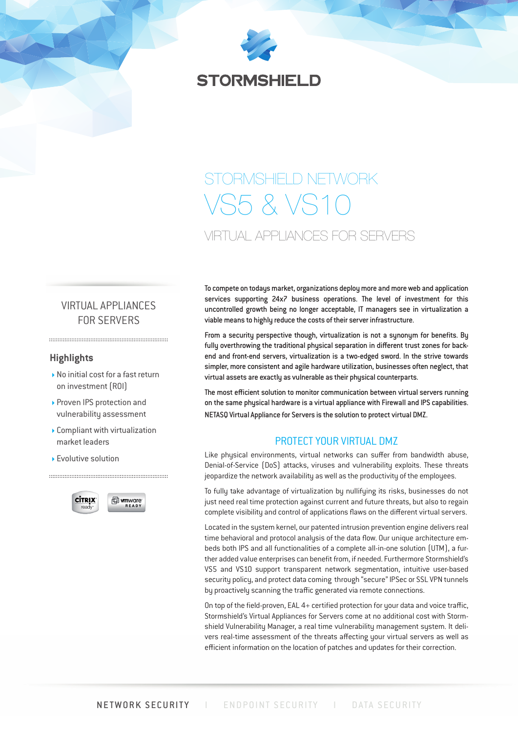# STORMSHIELD NETWORK

# VS5 & VS10

## VIRTUAL APPLIANCES FOR SERVERS

### VIRTUAL APPLIANCES FOR SERVERS

### Highlights

- No initial cost for a fast return on investment (ROI)
- Proven IPS protection and vulnerability assessment
- Compliant with virtualization market leaders
- Evolutive solution

To compete on todays market, organizations deploy more and more web and application services supporting 24x7 business operations. The level of investment for this uncontrolled growth being no longer acceptable, IT managers see in virtualization a viable means to highly reduce the costs of their server infrastructure.

From a security perspective though, virtualization is not a synonym for benefits. By fully overthrowing the traditional physical separation in different trust zones for back-end and front-end servers, virtualization is a two-edged sword. In the strive towards simpler, more consistent and agile hardware utilization, businesses often neglect, that virtual assets are exactly as vulnerable as their physical counterparts.

The most efficient solution to monitor communication between virtual servers running on the same physical hardware is a virtual appliance with Firewall and IPS capabilities. NETASQ Virtual Appliance for Servers is the solution to protect virtual DMZ.

## PROTECT YOUR VIRTUAL DMZ

Like physical environments, virtual networks can suffer from bandwidth abuse, Denial-of-Service (DoS) attacks, viruses and vulnerability exploits. These threats jeopardize the network availability as well as the productivity of the employees.

To fully take advantage of virtualization by nullifying its risks, businesses do not just need real time protection against current and future threats, but also to regain complete visibility and control of applications flaws on the different virtual servers.

Located in the system kernel, our patented intrusion prevention engine delivers real time behavioral and protocol analysis of the data flow. Our unique architecture embeds both IPS and all functionalities of a complete all-in-one solution (UTM), a further added value enterprises can benefit from, if needed. Furthermore Stormshield's VS5 and VS10 support transparent network segmentation, intuitive user-based security policy, and protect data coming through "secure" IPSec or SSL VPN tunnels by proactively scanning the traffic generated via remote connections.

On top of the field-proven, EAL 4+ certified protection for your data and voice traffic, Stormshield's Virtual Appliances for Servers come at no additional cost with Stormshield Vulnerability Manager, a real time vulnerability management system. It delivers real-time assessment of the threats affecting your virtual servers as well as efficient information on the location of patches and updates for their correction.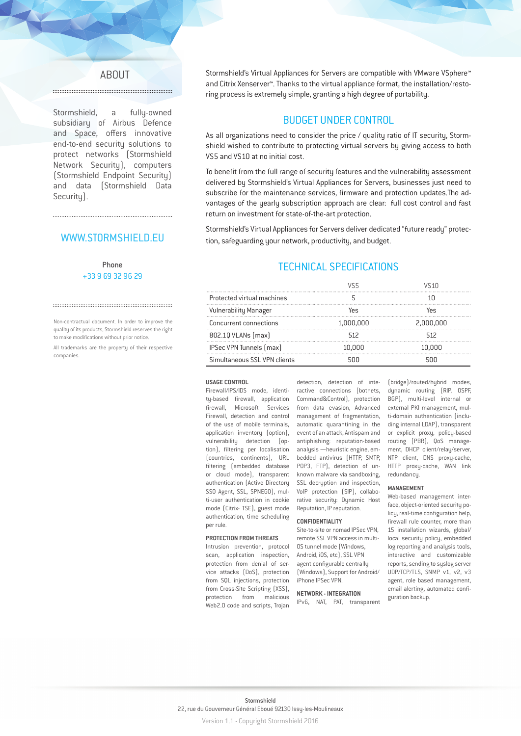## ABOUT

Stormshield, a fully-owned subsidiary of Airbus Defence and Space, offers innovative end-to-end security solutions to protect networks (Stormshield Network Security), computers (Stormshield Endpoint Security) and data (Stormshield Data Security).

## WWW.STORMSHIELD.EU

Phone
+33 9 69 32 96 29

Non-contractual document. In order to improve the quality of its products, Stormshield reserves the right to make modifications without prior notice.

All trademarks are the property of their respective companies.

Stormshield's Virtual Appliances for Servers are compatible with VMware VSphere™ and Citrix Xenserver™. Thanks to the virtual appliance format, the installation/restoring process is extremely simple, granting a high degree of portability.

## BUDGET UNDER CONTROL

As all organizations need to consider the price / quality ratio of IT security, Stormshield wished to contribute to protecting virtual servers by giving access to both VS5 and VS10 at no initial cost.

To benefit from the full range of security features and the vulnerability assessment delivered by Stormshield's Virtual Appliances for Servers, businesses just need to subscribe for the maintenance services, firmware and protection updates.The advantages of the yearly subscription approach are clear: full cost control and fast return on investment for state-of-the-art protection.

Stormshield's Virtual Appliances for Servers deliver dedicated "future ready" protection, safeguarding your network, productivity, and budget.

## TECHNICAL SPECIFICATIONS

| | VS5 | VS10 |
|---|---|---|
| Protected virtual machines | 5 | 10 |
| Vulnerability Manager | Yes | Yes |
| Concurrent connections | 1,000,000 | 2,000,000 |
| 802.1Q VLANs (max) | 512 | 512 |
| IPSec VPN Tunnels (max) | 10,000 | 10,000 |
| Simultaneous SSL VPN clients | 500 | 500 |

**USAGE CONTROL**
Firewall/IPS/IDS mode, identity-based firewall, application firewall, Microsoft Services Firewall, detection and control of the use of mobile terminals, application inventory (option), vulnerability detection (option), filtering per localisation (countries, continents), URL filtering (embedded database or cloud mode), transparent authentication (Active Directory SSO Agent, SSL, SPNEGO), multi-user authentication in cookie mode (Citrix- TSE), guest mode authentication, time scheduling per rule.

**PROTECTION FROM THREATS**
Intrusion prevention, protocol scan, application inspection, protection from denial of service attacks (DoS), protection from SQL injections, protection from Cross-Site Scripting (XSS), protection from malicious Web2.0 code and scripts, Trojan detection, detection of interactive connections (botnets, Command&Control), protection from data evasion, Advanced management of fragmentation, automatic quarantining in the event of an attack, Antispam and antiphishing: reputation-based analysis —heuristic engine, embedded antivirus (HTTP, SMTP, POP3, FTP), detection of unknown malware via sandboxing, SSL decryption and inspection, VoIP protection (SIP), collaborative security: Dynamic Host Reputation, IP reputation.

**CONFIDENTIALITY**
Site-to-site or nomad IPSec VPN, remote SSL VPN access in multi-OS tunnel mode (Windows, Android, iOS, etc), SSL VPN agent configurable centrally (Windows), Support for Android/iPhone IPSec VPN.

**NETWORK - INTEGRATION**
IPv6, NAT, PAT, transparent (bridge)/routed/hybrid modes, dynamic routing (RIP, OSPF, BGP), multi-level internal or external PKI management, multi-domain authentication (including internal LDAP), transparent or explicit proxy, policy-based routing (PBR), QoS management, DHCP client/relay/server, NTP client, DNS proxy-cache, HTTP proxy-cache, WAN link redundancy.

**MANAGEMENT**
Web-based management interface, object-oriented security policy, real-time configuration help, firewall rule counter, more than 15 installation wizards, global/local security policy, embedded log reporting and analysis tools, interactive and customizable reports, sending to syslog server UDP/TCP/TLS, SNMP v1, v2, v3 agent, role based management, email alerting, automated configuration backup.

Stormshield
22, rue du Gouverneur Général Eboué 92130 Issy-les-Moulineaux

Version 1.1 - Copyright Stormshield 2016